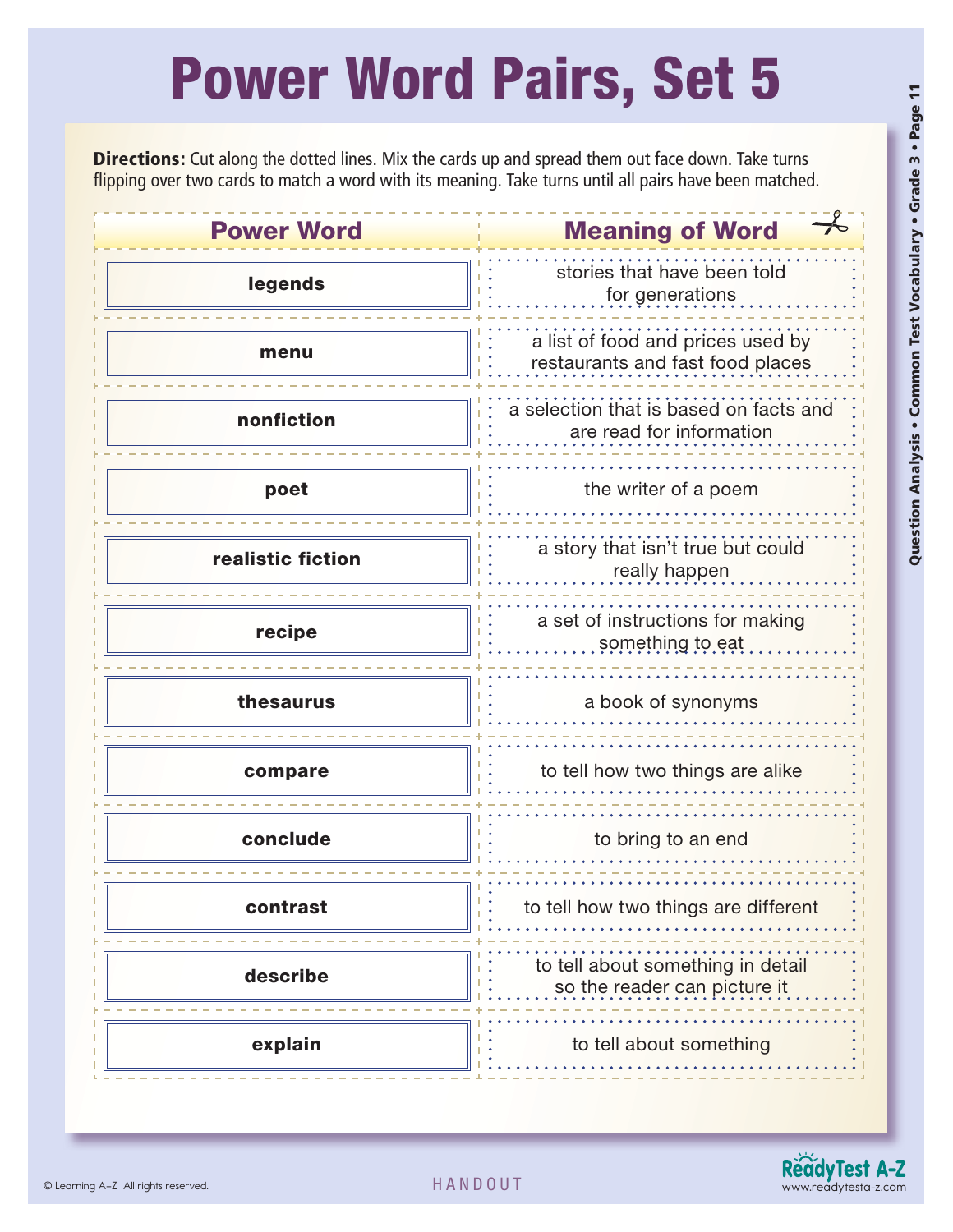# Power Word Pairs, Set 5

**Directions:** Cut along the dotted lines. Mix the cards up and spread them out face down. Take turns flipping over two cards to match a word with its meaning. Take turns until all pairs have been matched.

| Power Word | Meaning of Word |
| --- | --- |
| **legends** | stories that have been told for generations |
| **menu** | a list of food and prices used by restaurants and fast food places |
| **nonfiction** | a selection that is based on facts and are read for information |
| **poet** | the writer of a poem |
| **realistic fiction** | a story that isn't true but could really happen |
| **recipe** | a set of instructions for making something to eat |
| **thesaurus** | a book of synonyms |
| **compare** | to tell how two things are alike |
| **conclude** | to bring to an end |
| **contrast** | to tell how two things are different |
| **describe** | to tell about something in detail so the reader can picture it |
| **explain** | to tell about something |

© Learning A–Z All rights reserved.

HANDOUT

ReadyTest A-Z
www.readytesta-z.com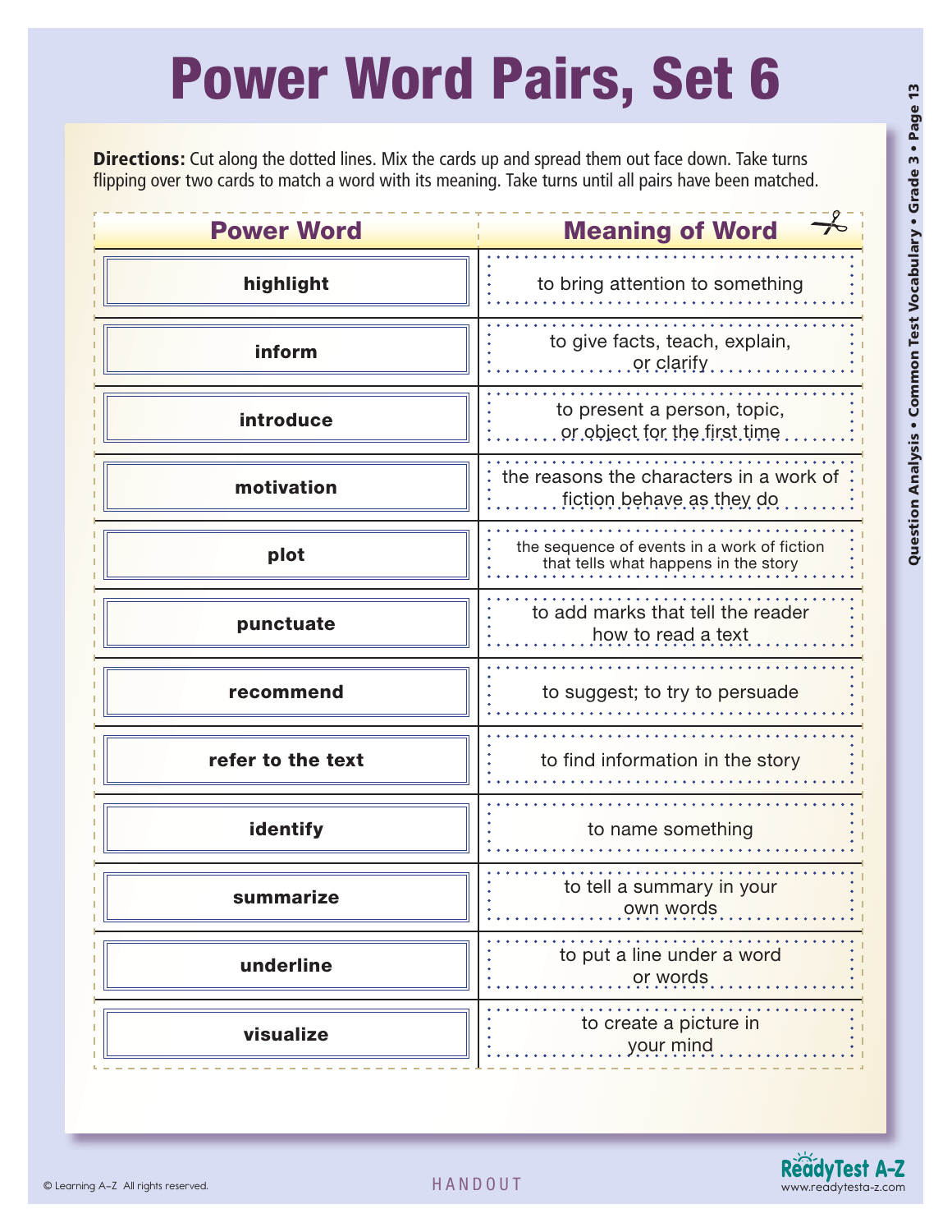# Power Word Pairs, Set 6

**Directions:** Cut along the dotted lines. Mix the cards up and spread them out face down. Take turns flipping over two cards to match a word with its meaning. Take turns until all pairs have been matched.

| Power Word | Meaning of Word |
|---|---|
| **highlight** | to bring attention to something |
| **inform** | to give facts, teach, explain, or clarify |
| **introduce** | to present a person, topic, or object for the first time |
| **motivation** | the reasons the characters in a work of fiction behave as they do |
| **plot** | the sequence of events in a work of fiction that tells what happens in the story |
| **punctuate** | to add marks that tell the reader how to read a text |
| **recommend** | to suggest; to try to persuade |
| **refer to the text** | to find information in the story |
| **identify** | to name something |
| **summarize** | to tell a summary in your own words |
| **underline** | to put a line under a word or words |
| **visualize** | to create a picture in your mind |

HANDOUT